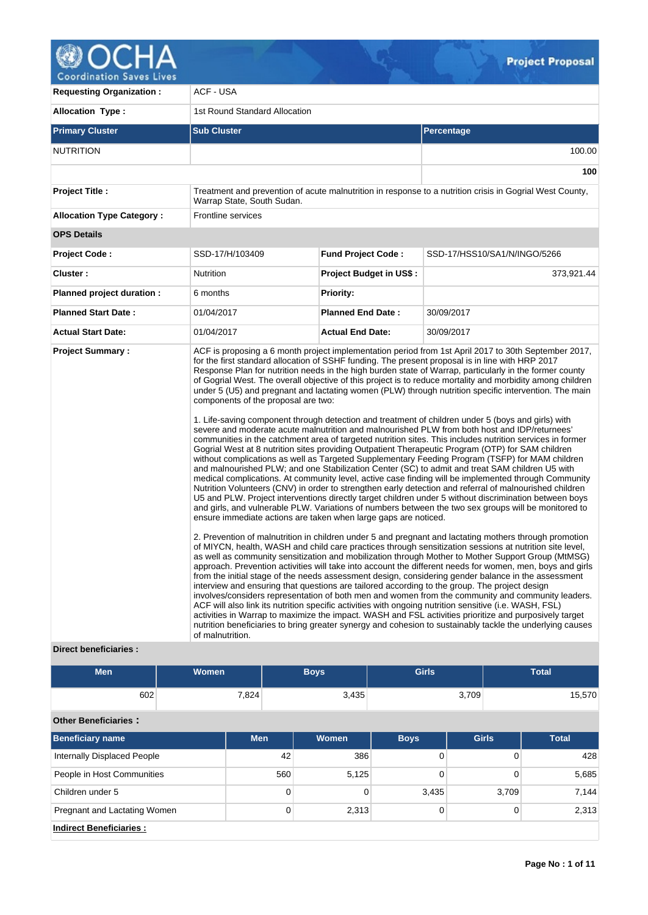# Project Proposal

| | | | |
|---|---|---|---|
| **Requesting Organization :** | ACF - USA | | |
| **Allocation Type :** | 1st Round Standard Allocation | | |

| Primary Cluster | Sub Cluster | Percentage |
|---|---|---|
| NUTRITION | | 100.00 |
| | | **100** |

| | |
|---|---|
| **Project Title :** | Treatment and prevention of acute malnutrition in response to a nutrition crisis in Gogrial West County, Warrap State, South Sudan. |
| **Allocation Type Category :** | Frontline services |

**OPS Details**

| | | | |
|---|---|---|---|
| **Project Code :** | SSD-17/H/103409 | **Fund Project Code :** | SSD-17/HSS10/SA1/N/INGO/5266 |
| **Cluster :** | Nutrition | **Project Budget in US$ :** | 373,921.44 |
| **Planned project duration :** | 6 months | **Priority:** | |
| **Planned Start Date :** | 01/04/2017 | **Planned End Date :** | 30/09/2017 |
| **Actual Start Date:** | 01/04/2017 | **Actual End Date:** | 30/09/2017 |

**Project Summary :**

ACF is proposing a 6 month project implementation period from 1st April 2017 to 30th September 2017, for the first standard allocation of SSHF funding. The present proposal is in line with HRP 2017 Response Plan for nutrition needs in the high burden state of Warrap, particularly in the former county of Gogrial West. The overall objective of this project is to reduce mortality and morbidity among children under 5 (U5) and pregnant and lactating women (PLW) through nutrition specific intervention. The main components of the proposal are two:

1. Life-saving component through detection and treatment of children under 5 (boys and girls) with severe and moderate acute malnutrition and malnourished PLW from both host and IDP/returnees' communities in the catchment area of targeted nutrition sites. This includes nutrition services in former Gogrial West at 8 nutrition sites providing Outpatient Therapeutic Program (OTP) for SAM children without complications as well as Targeted Supplementary Feeding Program (TSFP) for MAM children and malnourished PLW; and one Stabilization Center (SC) to admit and treat SAM children U5 with medical complications. At community level, active case finding will be implemented through Community Nutrition Volunteers (CNV) in order to strengthen early detection and referral of malnourished children U5 and PLW. Project interventions directly target children under 5 without discrimination between boys and girls, and vulnerable PLW. Variations of numbers between the two sex groups will be monitored to ensure immediate actions are taken when large gaps are noticed.

2. Prevention of malnutrition in children under 5 and pregnant and lactating mothers through promotion of MIYCN, health, WASH and child care practices through sensitization sessions at nutrition site level, as well as community sensitization and mobilization through Mother to Mother Support Group (MtMSG) approach. Prevention activities will take into account the different needs for women, men, boys and girls from the initial stage of the needs assessment design, considering gender balance in the assessment interview and ensuring that questions are tailored according to the group. The project design involves/considers representation of both men and women from the community and community leaders. ACF will also link its nutrition specific activities with ongoing nutrition sensitive (i.e. WASH, FSL) activities in Warrap to maximize the impact. WASH and FSL activities prioritize and purposively target nutrition beneficiaries to bring greater synergy and cohesion to sustainably tackle the underlying causes of malnutrition.

**Direct beneficiaries :**

| Men | Women | Boys | Girls | Total |
|---|---|---|---|---|
| 602 | 7,824 | 3,435 | 3,709 | 15,570 |

**Other Beneficiaries :**

| Beneficiary name | Men | Women | Boys | Girls | Total |
|---|---|---|---|---|---|
| Internally Displaced People | 42 | 386 | 0 | 0 | 428 |
| People in Host Communities | 560 | 5,125 | 0 | 0 | 5,685 |
| Children under 5 | 0 | 0 | 3,435 | 3,709 | 7,144 |
| Pregnant and Lactating Women | 0 | 2,313 | 0 | 0 | 2,313 |

**Indirect Beneficiaries :**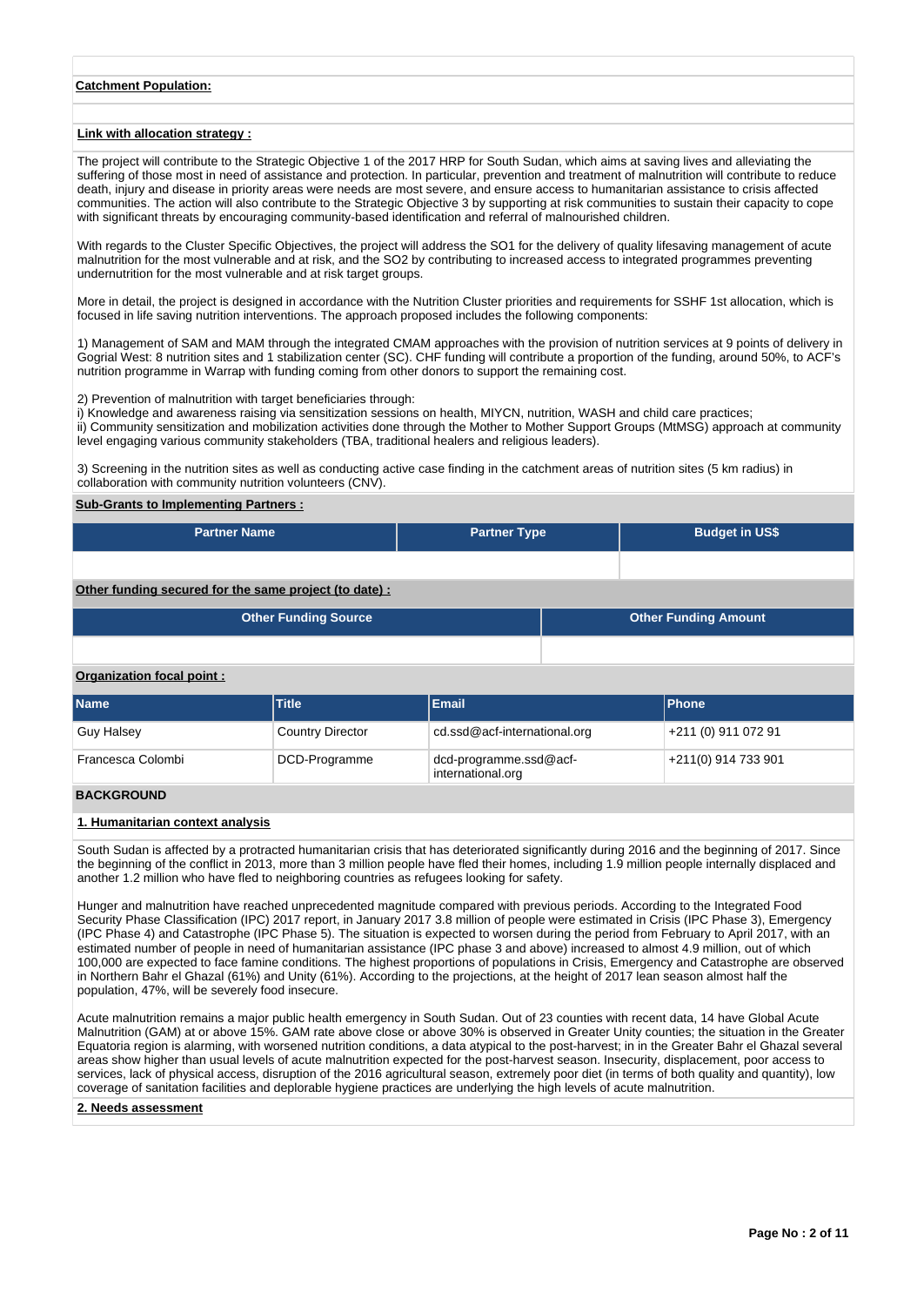**Catchment Population:**

**Link with allocation strategy :**

The project will contribute to the Strategic Objective 1 of the 2017 HRP for South Sudan, which aims at saving lives and alleviating the suffering of those most in need of assistance and protection. In particular, prevention and treatment of malnutrition will contribute to reduce death, injury and disease in priority areas were needs are most severe, and ensure access to humanitarian assistance to crisis affected communities. The action will also contribute to the Strategic Objective 3 by supporting at risk communities to sustain their capacity to cope with significant threats by encouraging community-based identification and referral of malnourished children.

With regards to the Cluster Specific Objectives, the project will address the SO1 for the delivery of quality lifesaving management of acute malnutrition for the most vulnerable and at risk, and the SO2 by contributing to increased access to integrated programmes preventing undernutrition for the most vulnerable and at risk target groups.

More in detail, the project is designed in accordance with the Nutrition Cluster priorities and requirements for SSHF 1st allocation, which is focused in life saving nutrition interventions. The approach proposed includes the following components:

1) Management of SAM and MAM through the integrated CMAM approaches with the provision of nutrition services at 9 points of delivery in Gogrial West: 8 nutrition sites and 1 stabilization center (SC). CHF funding will contribute a proportion of the funding, around 50%, to ACF's nutrition programme in Warrap with funding coming from other donors to support the remaining cost.

2) Prevention of malnutrition with target beneficiaries through:
i) Knowledge and awareness raising via sensitization sessions on health, MIYCN, nutrition, WASH and child care practices;
ii) Community sensitization and mobilization activities done through the Mother to Mother Support Groups (MtMSG) approach at community level engaging various community stakeholders (TBA, traditional healers and religious leaders).

3) Screening in the nutrition sites as well as conducting active case finding in the catchment areas of nutrition sites (5 km radius) in collaboration with community nutrition volunteers (CNV).

**Sub-Grants to Implementing Partners :**

| Partner Name | Partner Type | Budget in US$ |
|---|---|---|
| | | |

**Other funding secured for the same project (to date) :**

| Other Funding Source | Other Funding Amount |
|---|---|
| | |

**Organization focal point :**

| Name | Title | Email | Phone |
|---|---|---|---|
| Guy Halsey | Country Director | cd.ssd@acf-international.org | +211 (0) 911 072 91 |
| Francesca Colombi | DCD-Programme | dcd-programme.ssd@acf-international.org | +211(0) 914 733 901 |

## BACKGROUND

**1. Humanitarian context analysis**

South Sudan is affected by a protracted humanitarian crisis that has deteriorated significantly during 2016 and the beginning of 2017. Since the beginning of the conflict in 2013, more than 3 million people have fled their homes, including 1.9 million people internally displaced and another 1.2 million who have fled to neighboring countries as refugees looking for safety.

Hunger and malnutrition have reached unprecedented magnitude compared with previous periods. According to the Integrated Food Security Phase Classification (IPC) 2017 report, in January 2017 3.8 million of people were estimated in Crisis (IPC Phase 3), Emergency (IPC Phase 4) and Catastrophe (IPC Phase 5). The situation is expected to worsen during the period from February to April 2017, with an estimated number of people in need of humanitarian assistance (IPC phase 3 and above) increased to almost 4.9 million, out of which 100,000 are expected to face famine conditions. The highest proportions of populations in Crisis, Emergency and Catastrophe are observed in Northern Bahr el Ghazal (61%) and Unity (61%). According to the projections, at the height of 2017 lean season almost half the population, 47%, will be severely food insecure.

Acute malnutrition remains a major public health emergency in South Sudan. Out of 23 counties with recent data, 14 have Global Acute Malnutrition (GAM) at or above 15%. GAM rate above close or above 30% is observed in Greater Unity counties; the situation in the Greater Equatoria region is alarming, with worsened nutrition conditions, a data atypical to the post-harvest; in in the Greater Bahr el Ghazal several areas show higher than usual levels of acute malnutrition expected for the post-harvest season. Insecurity, displacement, poor access to services, lack of physical access, disruption of the 2016 agricultural season, extremely poor diet (in terms of both quality and quantity), low coverage of sanitation facilities and deplorable hygiene practices are underlying the high levels of acute malnutrition.

**2. Needs assessment**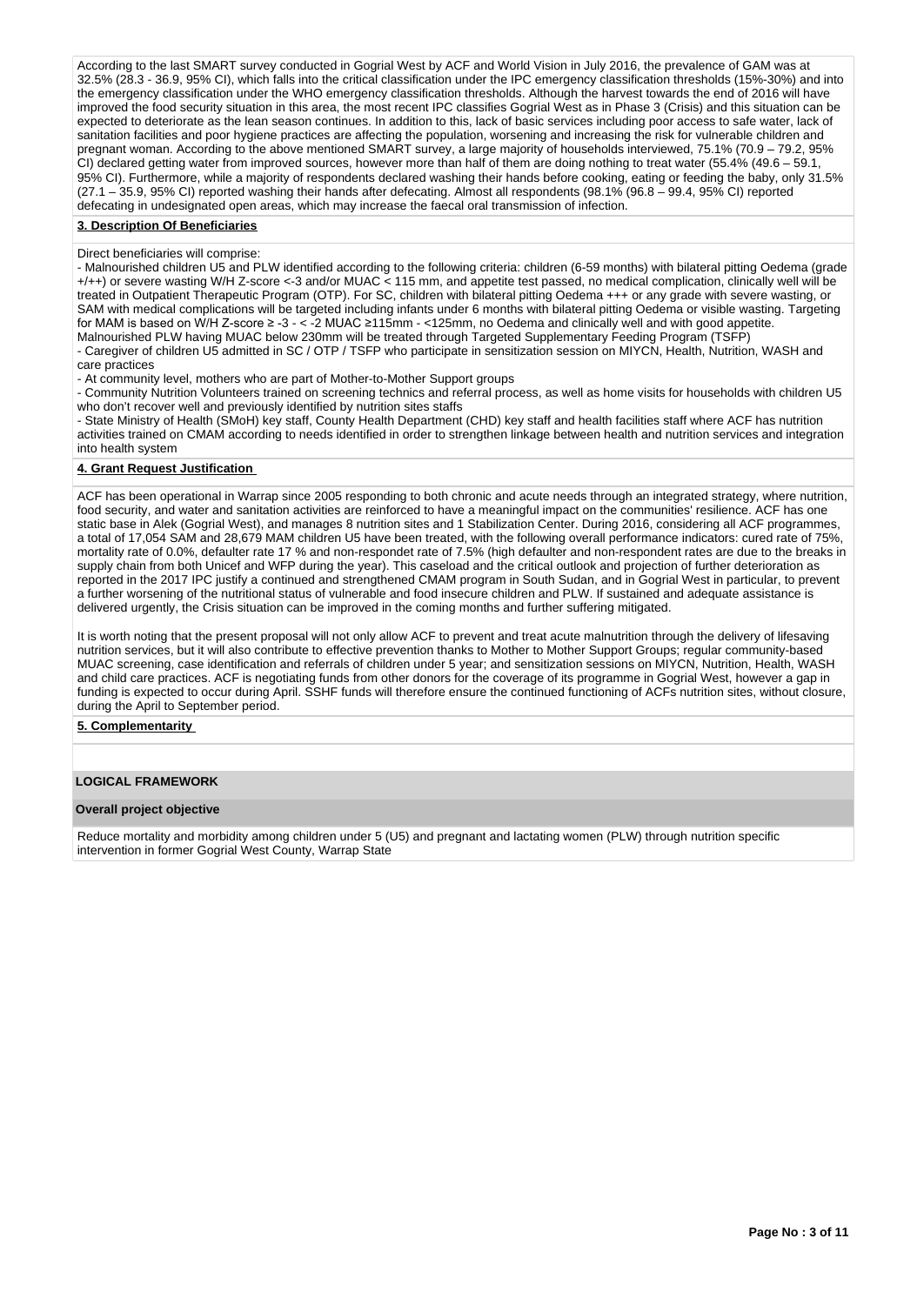According to the last SMART survey conducted in Gogrial West by ACF and World Vision in July 2016, the prevalence of GAM was at 32.5% (28.3 - 36.9, 95% CI), which falls into the critical classification under the IPC emergency classification thresholds (15%-30%) and into the emergency classification under the WHO emergency classification thresholds. Although the harvest towards the end of 2016 will have improved the food security situation in this area, the most recent IPC classifies Gogrial West as in Phase 3 (Crisis) and this situation can be expected to deteriorate as the lean season continues. In addition to this, lack of basic services including poor access to safe water, lack of sanitation facilities and poor hygiene practices are affecting the population, worsening and increasing the risk for vulnerable children and pregnant woman. According to the above mentioned SMART survey, a large majority of households interviewed, 75.1% (70.9 – 79.2, 95% CI) declared getting water from improved sources, however more than half of them are doing nothing to treat water (55.4% (49.6 – 59.1, 95% CI). Furthermore, while a majority of respondents declared washing their hands before cooking, eating or feeding the baby, only 31.5% (27.1 – 35.9, 95% CI) reported washing their hands after defecating. Almost all respondents (98.1% (96.8 – 99.4, 95% CI) reported defecating in undesignated open areas, which may increase the faecal oral transmission of infection.

**3. Description Of Beneficiaries**

Direct beneficiaries will comprise:
- Malnourished children U5 and PLW identified according to the following criteria: children (6-59 months) with bilateral pitting Oedema (grade +/++) or severe wasting W/H Z-score <-3 and/or MUAC < 115 mm, and appetite test passed, no medical complication, clinically well will be treated in Outpatient Therapeutic Program (OTP). For SC, children with bilateral pitting Oedema +++ or any grade with severe wasting, or SAM with medical complications will be targeted including infants under 6 months with bilateral pitting Oedema or visible wasting. Targeting for MAM is based on W/H Z-score ≥ -3 - < -2 MUAC ≥115mm - <125mm, no Oedema and clinically well and with good appetite. Malnourished PLW having MUAC below 230mm will be treated through Targeted Supplementary Feeding Program (TSFP)
- Caregiver of children U5 admitted in SC / OTP / TSFP who participate in sensitization session on MIYCN, Health, Nutrition, WASH and care practices
- At community level, mothers who are part of Mother-to-Mother Support groups
- Community Nutrition Volunteers trained on screening technics and referral process, as well as home visits for households with children U5 who don't recover well and previously identified by nutrition sites staffs
- State Ministry of Health (SMoH) key staff, County Health Department (CHD) key staff and health facilities staff where ACF has nutrition activities trained on CMAM according to needs identified in order to strengthen linkage between health and nutrition services and integration into health system

**4. Grant Request Justification**

ACF has been operational in Warrap since 2005 responding to both chronic and acute needs through an integrated strategy, where nutrition, food security, and water and sanitation activities are reinforced to have a meaningful impact on the communities' resilience. ACF has one static base in Alek (Gogrial West), and manages 8 nutrition sites and 1 Stabilization Center. During 2016, considering all ACF programmes, a total of 17,054 SAM and 28,679 MAM children U5 have been treated, with the following overall performance indicators: cured rate of 75%, mortality rate of 0.0%, defaulter rate 17 % and non-respondet rate of 7.5% (high defaulter and non-respondent rates are due to the breaks in supply chain from both Unicef and WFP during the year). This caseload and the critical outlook and projection of further deterioration as reported in the 2017 IPC justify a continued and strengthened CMAM program in South Sudan, and in Gogrial West in particular, to prevent a further worsening of the nutritional status of vulnerable and food insecure children and PLW. If sustained and adequate assistance is delivered urgently, the Crisis situation can be improved in the coming months and further suffering mitigated.

It is worth noting that the present proposal will not only allow ACF to prevent and treat acute malnutrition through the delivery of lifesaving nutrition services, but it will also contribute to effective prevention thanks to Mother to Mother Support Groups; regular community-based MUAC screening, case identification and referrals of children under 5 year; and sensitization sessions on MIYCN, Nutrition, Health, WASH and child care practices. ACF is negotiating funds from other donors for the coverage of its programme in Gogrial West, however a gap in funding is expected to occur during April. SSHF funds will therefore ensure the continued functioning of ACFs nutrition sites, without closure, during the April to September period.

**5. Complementarity**

## LOGICAL FRAMEWORK

**Overall project objective**

Reduce mortality and morbidity among children under 5 (U5) and pregnant and lactating women (PLW) through nutrition specific intervention in former Gogrial West County, Warrap State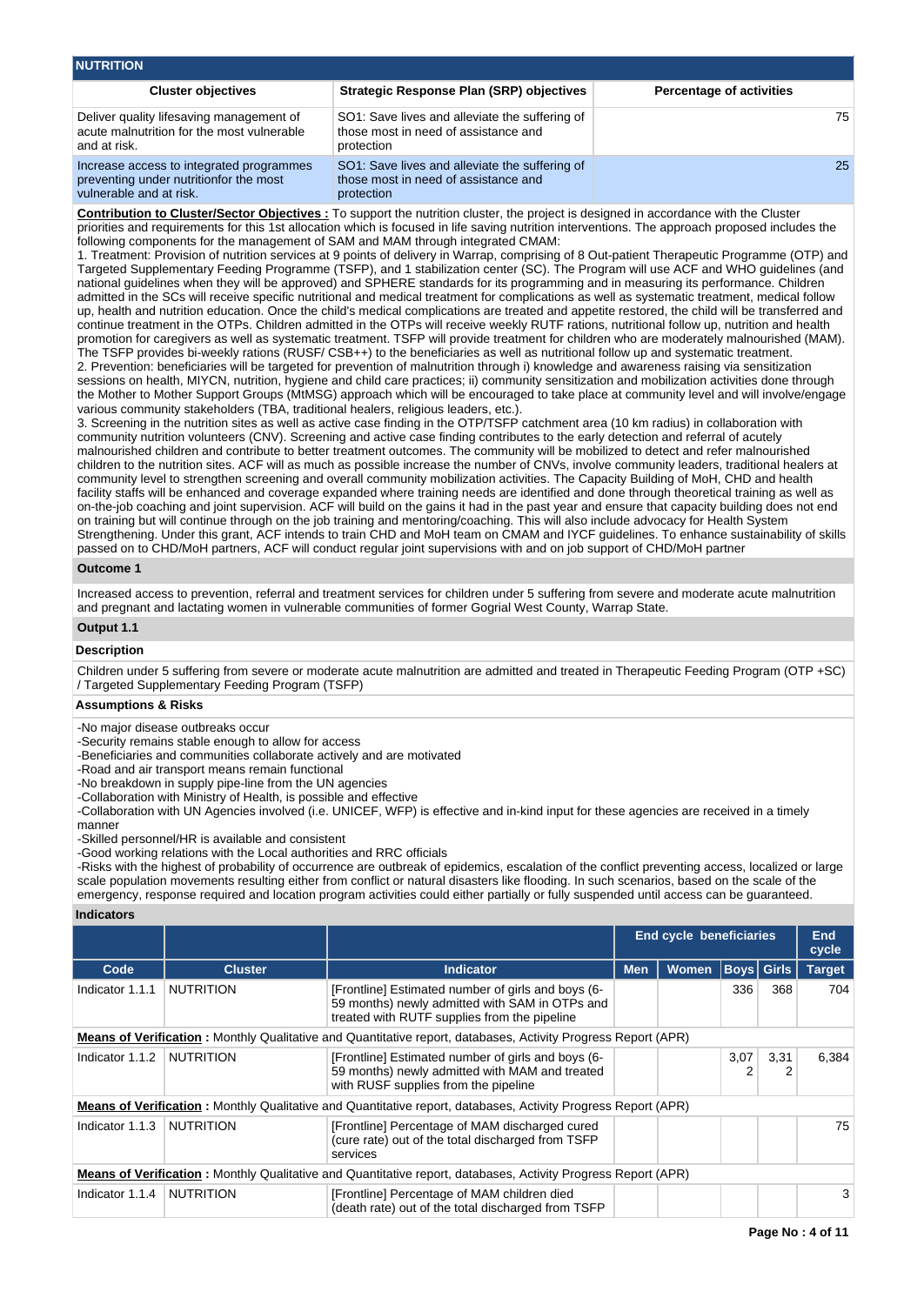## NUTRITION

| Cluster objectives | Strategic Response Plan (SRP) objectives | Percentage of activities |
|---|---|---|
| Deliver quality lifesaving management of acute malnutrition for the most vulnerable and at risk. | SO1: Save lives and alleviate the suffering of those most in need of assistance and protection | 75 |
| Increase access to integrated programmes preventing under nutritionfor the most vulnerable and at risk. | SO1: Save lives and alleviate the suffering of those most in need of assistance and protection | 25 |

**Contribution to Cluster/Sector Objectives :** To support the nutrition cluster, the project is designed in accordance with the Cluster priorities and requirements for this 1st allocation which is focused in life saving nutrition interventions. The approach proposed includes the following components for the management of SAM and MAM through integrated CMAM:
1. Treatment: Provision of nutrition services at 9 points of delivery in Warrap, comprising of 8 Out-patient Therapeutic Programme (OTP) and Targeted Supplementary Feeding Programme (TSFP), and 1 stabilization center (SC). The Program will use ACF and WHO guidelines (and national guidelines when they will be approved) and SPHERE standards for its programming and in measuring its performance. Children admitted in the SCs will receive specific nutritional and medical treatment for complications as well as systematic treatment, medical follow up, health and nutrition education. Once the child's medical complications are treated and appetite restored, the child will be transferred and continue treatment in the OTPs. Children admitted in the OTPs will receive weekly RUTF rations, nutritional follow up, nutrition and health promotion for caregivers as well as systematic treatment. TSFP will provide treatment for children who are moderately malnourished (MAM). The TSFP provides bi-weekly rations (RUSF/ CSB++) to the beneficiaries as well as nutritional follow up and systematic treatment.
2. Prevention: beneficiaries will be targeted for prevention of malnutrition through i) knowledge and awareness raising via sensitization sessions on health, MIYCN, nutrition, hygiene and child care practices; ii) community sensitization and mobilization activities done through the Mother to Mother Support Groups (MtMSG) approach which will be encouraged to take place at community level and will involve/engage various community stakeholders (TBA, traditional healers, religious leaders, etc.).
3. Screening in the nutrition sites as well as active case finding in the OTP/TSFP catchment area (10 km radius) in collaboration with community nutrition volunteers (CNV). Screening and active case finding contributes to the early detection and referral of acutely malnourished children and contribute to better treatment outcomes. The community will be mobilized to detect and refer malnourished children to the nutrition sites. ACF will as much as possible increase the number of CNVs, involve community leaders, traditional healers at community level to strengthen screening and overall community mobilization activities. The Capacity Building of MoH, CHD and health facility staffs will be enhanced and coverage expanded where training needs are identified and done through theoretical training as well as on-the-job coaching and joint supervision. ACF will build on the gains it had in the past year and ensure that capacity building does not end on training but will continue through on the job training and mentoring/coaching. This will also include advocacy for Health System Strengthening. Under this grant, ACF intends to train CHD and MoH team on CMAM and IYCF guidelines. To enhance sustainability of skills passed on to CHD/MoH partners, ACF will conduct regular joint supervisions with and on job support of CHD/MoH partner

### Outcome 1

Increased access to prevention, referral and treatment services for children under 5 suffering from severe and moderate acute malnutrition and pregnant and lactating women in vulnerable communities of former Gogrial West County, Warrap State.

### Output 1.1

#### Description

Children under 5 suffering from severe or moderate acute malnutrition are admitted and treated in Therapeutic Feeding Program (OTP +SC) / Targeted Supplementary Feeding Program (TSFP)

#### Assumptions & Risks

-No major disease outbreaks occur
-Security remains stable enough to allow for access
-Beneficiaries and communities collaborate actively and are motivated
-Road and air transport means remain functional
-No breakdown in supply pipe-line from the UN agencies
-Collaboration with Ministry of Health, is possible and effective
-Collaboration with UN Agencies involved (i.e. UNICEF, WFP) is effective and in-kind input for these agencies are received in a timely manner
-Skilled personnel/HR is available and consistent
-Good working relations with the Local authorities and RRC officials
-Risks with the highest of probability of occurrence are outbreak of epidemics, escalation of the conflict preventing access, localized or large scale population movements resulting either from conflict or natural disasters like flooding. In such scenarios, based on the scale of the emergency, response required and location program activities could either partially or fully suspended until access can be guaranteed.

#### Indicators

| | | | End cycle beneficiaries | | | | End cycle |
|---|---|---|---|---|---|---|---|
| Code | Cluster | Indicator | Men | Women | Boys | Girls | Target |
| Indicator 1.1.1 | NUTRITION | [Frontline] Estimated number of girls and boys (6-59 months) newly admitted with SAM in OTPs and treated with RUTF supplies from the pipeline | | | 336 | 368 | 704 |
| **Means of Verification :** Monthly Qualitative and Quantitative report, databases, Activity Progress Report (APR) | | | | | | | |
| Indicator 1.1.2 | NUTRITION | [Frontline] Estimated number of girls and boys (6-59 months) newly admitted with MAM and treated with RUSF supplies from the pipeline | | | 3,072 | 3,312 | 6,384 |
| **Means of Verification :** Monthly Qualitative and Quantitative report, databases, Activity Progress Report (APR) | | | | | | | |
| Indicator 1.1.3 | NUTRITION | [Frontline] Percentage of MAM discharged cured (cure rate) out of the total discharged from TSFP services | | | | | 75 |
| **Means of Verification :** Monthly Qualitative and Quantitative report, databases, Activity Progress Report (APR) | | | | | | | |
| Indicator 1.1.4 | NUTRITION | [Frontline] Percentage of MAM children died (death rate) out of the total discharged from TSFP | | | | | 3 |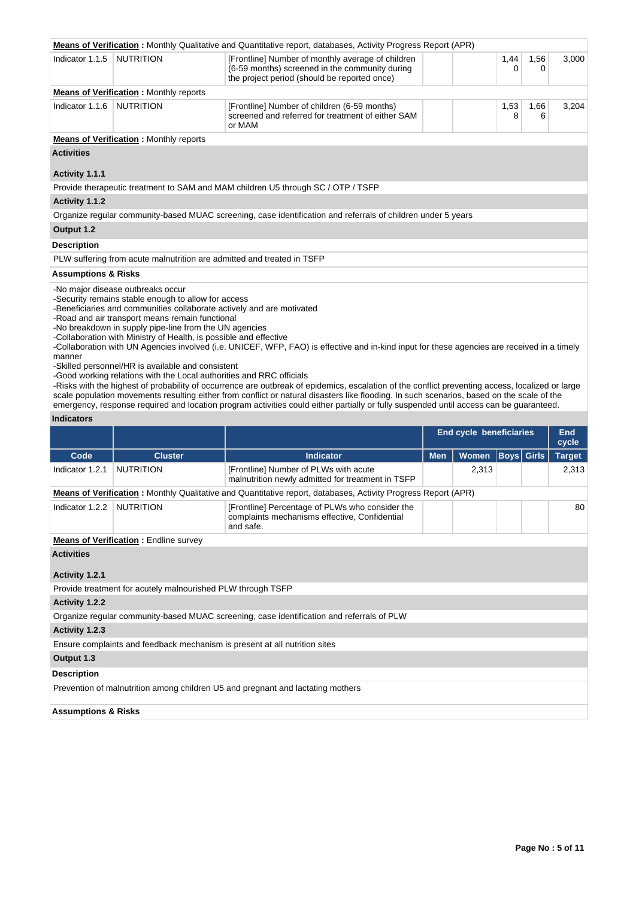**Means of Verification :** Monthly Qualitative and Quantitative report, databases, Activity Progress Report (APR)

| Code | Cluster | Indicator | Men | Women | Boys | Girls | Target |
|---|---|---|---|---|---|---|---|
| Indicator 1.1.5 | NUTRITION | [Frontline] Number of monthly average of children (6-59 months) screened in the community during the project period (should be reported once) | | | 1,440 | 1,560 | 3,000 |

**Means of Verification :** Monthly reports

| Code | Cluster | Indicator | Men | Women | Boys | Girls | Target |
|---|---|---|---|---|---|---|---|
| Indicator 1.1.6 | NUTRITION | [Frontline] Number of children (6-59 months) screened and referred for treatment of either SAM or MAM | | | 1,538 | 1,666 | 3,204 |

**Means of Verification :** Monthly reports

**Activities**

**Activity 1.1.1**

Provide therapeutic treatment to SAM and MAM children U5 through SC / OTP / TSFP

**Activity 1.1.2**

Organize regular community-based MUAC screening, case identification and referrals of children under 5 years

**Output 1.2**

**Description**

PLW suffering from acute malnutrition are admitted and treated in TSFP

**Assumptions & Risks**

-No major disease outbreaks occur
-Security remains stable enough to allow for access
-Beneficiaries and communities collaborate actively and are motivated
-Road and air transport means remain functional
-No breakdown in supply pipe-line from the UN agencies
-Collaboration with Ministry of Health, is possible and effective
-Collaboration with UN Agencies involved (i.e. UNICEF, WFP, FAO) is effective and in-kind input for these agencies are received in a timely manner
-Skilled personnel/HR is available and consistent
-Good working relations with the Local authorities and RRC officials
-Risks with the highest of probability of occurrence are outbreak of epidemics, escalation of the conflict preventing access, localized or large scale population movements resulting either from conflict or natural disasters like flooding. In such scenarios, based on the scale of the emergency, response required and location program activities could either partially or fully suspended until access can be guaranteed.

**Indicators**

| | | | End cycle beneficiaries | | | | End cycle |
|---|---|---|---|---|---|---|---|
| Code | Cluster | Indicator | Men | Women | Boys | Girls | Target |
| Indicator 1.2.1 | NUTRITION | [Frontline] Number of PLWs with acute malnutrition newly admitted for treatment in TSFP | | 2,313 | | | 2,313 |

**Means of Verification :** Monthly Qualitative and Quantitative report, databases, Activity Progress Report (APR)

| Code | Cluster | Indicator | Men | Women | Boys | Girls | Target |
|---|---|---|---|---|---|---|---|
| Indicator 1.2.2 | NUTRITION | [Frontline] Percentage of PLWs who consider the complaints mechanisms effective, Confidential and safe. | | | | | 80 |

**Means of Verification :** Endline survey

**Activities**

**Activity 1.2.1**

Provide treatment for acutely malnourished PLW through TSFP

**Activity 1.2.2**

Organize regular community-based MUAC screening, case identification and referrals of PLW

**Activity 1.2.3**

Ensure complaints and feedback mechanism is present at all nutrition sites

**Output 1.3**

**Description**

Prevention of malnutrition among children U5 and pregnant and lactating mothers

**Assumptions & Risks**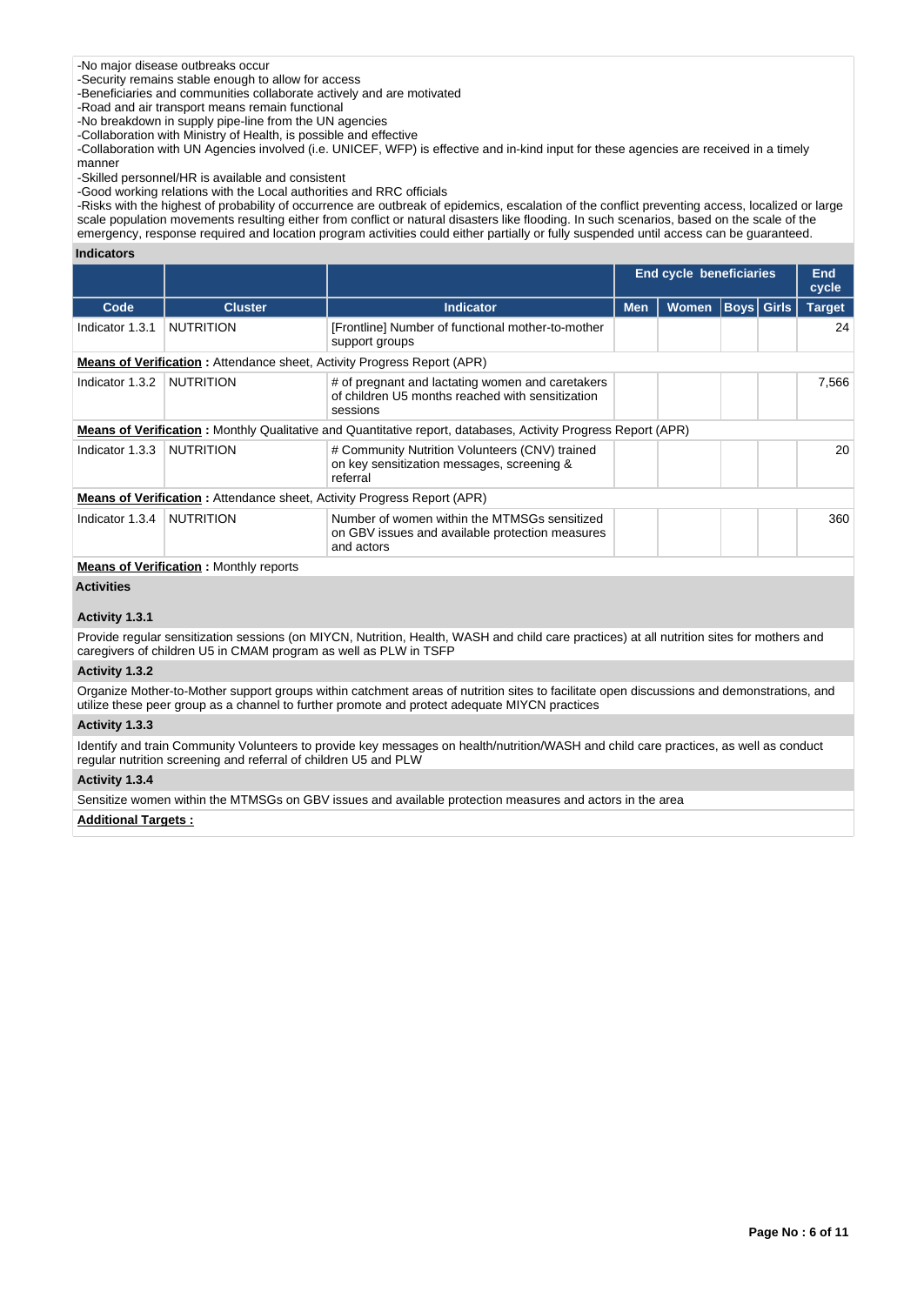-No major disease outbreaks occur
-Security remains stable enough to allow for access
-Beneficiaries and communities collaborate actively and are motivated
-Road and air transport means remain functional
-No breakdown in supply pipe-line from the UN agencies
-Collaboration with Ministry of Health, is possible and effective
-Collaboration with UN Agencies involved (i.e. UNICEF, WFP) is effective and in-kind input for these agencies are received in a timely manner
-Skilled personnel/HR is available and consistent
-Good working relations with the Local authorities and RRC officials
-Risks with the highest of probability of occurrence are outbreak of epidemics, escalation of the conflict preventing access, localized or large scale population movements resulting either from conflict or natural disasters like flooding. In such scenarios, based on the scale of the emergency, response required and location program activities could either partially or fully suspended until access can be guaranteed.

**Indicators**

| | | | End cycle beneficiaries | | | | End cycle |
|---|---|---|---|---|---|---|---|
| **Code** | **Cluster** | **Indicator** | **Men** | **Women** | **Boys** | **Girls** | **Target** |
| Indicator 1.3.1 | NUTRITION | [Frontline] Number of functional mother-to-mother support groups | | | | | 24 |
| **Means of Verification :** Attendance sheet, Activity Progress Report (APR) | | | | | | | |
| Indicator 1.3.2 | NUTRITION | # of pregnant and lactating women and caretakers of children U5 months reached with sensitization sessions | | | | | 7,566 |
| **Means of Verification :** Monthly Qualitative and Quantitative report, databases, Activity Progress Report (APR) | | | | | | | |
| Indicator 1.3.3 | NUTRITION | # Community Nutrition Volunteers (CNV) trained on key sensitization messages, screening & referral | | | | | 20 |
| **Means of Verification :** Attendance sheet, Activity Progress Report (APR) | | | | | | | |
| Indicator 1.3.4 | NUTRITION | Number of women within the MTMSGs sensitized on GBV issues and available protection measures and actors | | | | | 360 |
| **Means of Verification :** Monthly reports | | | | | | | |

**Activities**

**Activity 1.3.1**

Provide regular sensitization sessions (on MIYCN, Nutrition, Health, WASH and child care practices) at all nutrition sites for mothers and caregivers of children U5 in CMAM program as well as PLW in TSFP

**Activity 1.3.2**

Organize Mother-to-Mother support groups within catchment areas of nutrition sites to facilitate open discussions and demonstrations, and utilize these peer group as a channel to further promote and protect adequate MIYCN practices

**Activity 1.3.3**

Identify and train Community Volunteers to provide key messages on health/nutrition/WASH and child care practices, as well as conduct regular nutrition screening and referral of children U5 and PLW

**Activity 1.3.4**

Sensitize women within the MTMSGs on GBV issues and available protection measures and actors in the area

**Additional Targets :**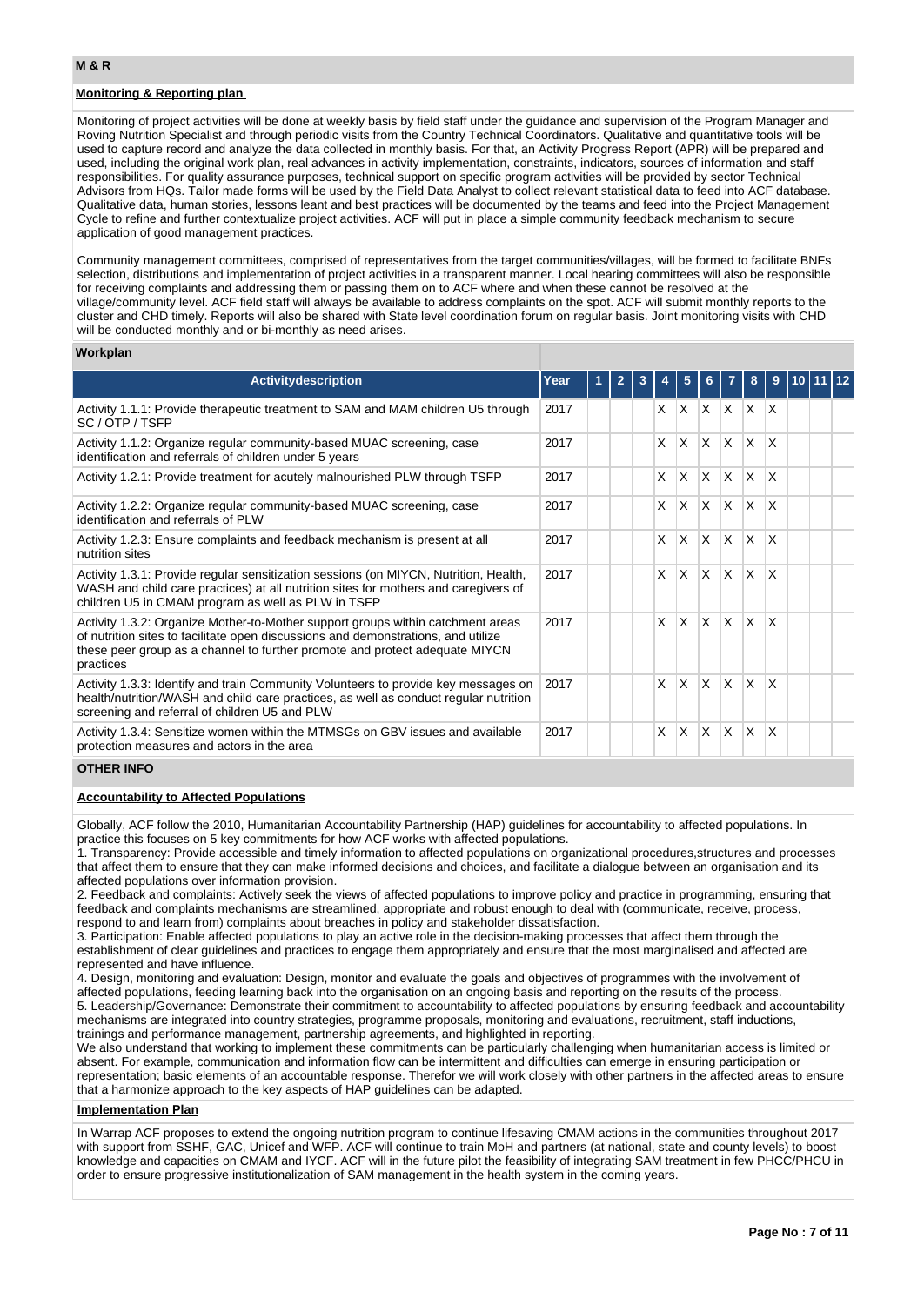## M & R

### Monitoring & Reporting plan

Monitoring of project activities will be done at weekly basis by field staff under the guidance and supervision of the Program Manager and Roving Nutrition Specialist and through periodic visits from the Country Technical Coordinators. Qualitative and quantitative tools will be used to capture record and analyze the data collected in monthly basis. For that, an Activity Progress Report (APR) will be prepared and used, including the original work plan, real advances in activity implementation, constraints, indicators, sources of information and staff responsibilities. For quality assurance purposes, technical support on specific program activities will be provided by sector Technical Advisors from HQs. Tailor made forms will be used by the Field Data Analyst to collect relevant statistical data to feed into ACF database. Qualitative data, human stories, lessons leant and best practices will be documented by the teams and feed into the Project Management Cycle to refine and further contextualize project activities. ACF will put in place a simple community feedback mechanism to secure application of good management practices.

Community management committees, comprised of representatives from the target communities/villages, will be formed to facilitate BNFs selection, distributions and implementation of project activities in a transparent manner. Local hearing committees will also be responsible for receiving complaints and addressing them or passing them on to ACF where and when these cannot be resolved at the village/community level. ACF field staff will always be available to address complaints on the spot. ACF will submit monthly reports to the cluster and CHD timely. Reports will also be shared with State level coordination forum on regular basis. Joint monitoring visits with CHD will be conducted monthly and or bi-monthly as need arises.

### Workplan

| Activitydescription | Year | 1 | 2 | 3 | 4 | 5 | 6 | 7 | 8 | 9 | 10 | 11 | 12 |
|---|---|---|---|---|---|---|---|---|---|---|---|---|---|
| Activity 1.1.1: Provide therapeutic treatment to SAM and MAM children U5 through SC / OTP / TSFP | 2017 | | | | X | X | X | X | X | X | | | |
| Activity 1.1.2: Organize regular community-based MUAC screening, case identification and referrals of children under 5 years | 2017 | | | | X | X | X | X | X | X | | | |
| Activity 1.2.1: Provide treatment for acutely malnourished PLW through TSFP | 2017 | | | | X | X | X | X | X | X | | | |
| Activity 1.2.2: Organize regular community-based MUAC screening, case identification and referrals of PLW | 2017 | | | | X | X | X | X | X | X | | | |
| Activity 1.2.3: Ensure complaints and feedback mechanism is present at all nutrition sites | 2017 | | | | X | X | X | X | X | X | | | |
| Activity 1.3.1: Provide regular sensitization sessions (on MIYCN, Nutrition, Health, WASH and child care practices) at all nutrition sites for mothers and caregivers of children U5 in CMAM program as well as PLW in TSFP | 2017 | | | | X | X | X | X | X | X | | | |
| Activity 1.3.2: Organize Mother-to-Mother support groups within catchment areas of nutrition sites to facilitate open discussions and demonstrations, and utilize these peer group as a channel to further promote and protect adequate MIYCN practices | 2017 | | | | X | X | X | X | X | X | | | |
| Activity 1.3.3: Identify and train Community Volunteers to provide key messages on health/nutrition/WASH and child care practices, as well as conduct regular nutrition screening and referral of children U5 and PLW | 2017 | | | | X | X | X | X | X | X | | | |
| Activity 1.3.4: Sensitize women within the MTMSGs on GBV issues and available protection measures and actors in the area | 2017 | | | | X | X | X | X | X | X | | | |

## OTHER INFO

### Accountability to Affected Populations

Globally, ACF follow the 2010, Humanitarian Accountability Partnership (HAP) guidelines for accountability to affected populations. In practice this focuses on 5 key commitments for how ACF works with affected populations.

1. Transparency: Provide accessible and timely information to affected populations on organizational procedures,structures and processes that affect them to ensure that they can make informed decisions and choices, and facilitate a dialogue between an organisation and its affected populations over information provision.
2. Feedback and complaints: Actively seek the views of affected populations to improve policy and practice in programming, ensuring that feedback and complaints mechanisms are streamlined, appropriate and robust enough to deal with (communicate, receive, process, respond to and learn from) complaints about breaches in policy and stakeholder dissatisfaction.
3. Participation: Enable affected populations to play an active role in the decision-making processes that affect them through the establishment of clear guidelines and practices to engage them appropriately and ensure that the most marginalised and affected are represented and have influence.
4. Design, monitoring and evaluation: Design, monitor and evaluate the goals and objectives of programmes with the involvement of affected populations, feeding learning back into the organisation on an ongoing basis and reporting on the results of the process.
5. Leadership/Governance: Demonstrate their commitment to accountability to affected populations by ensuring feedback and accountability mechanisms are integrated into country strategies, programme proposals, monitoring and evaluations, recruitment, staff inductions, trainings and performance management, partnership agreements, and highlighted in reporting.

We also understand that working to implement these commitments can be particularly challenging when humanitarian access is limited or absent. For example, communication and information flow can be intermittent and difficulties can emerge in ensuring participation or representation; basic elements of an accountable response. Therefor we will work closely with other partners in the affected areas to ensure that a harmonize approach to the key aspects of HAP guidelines can be adapted.

### Implementation Plan

In Warrap ACF proposes to extend the ongoing nutrition program to continue lifesaving CMAM actions in the communities throughout 2017 with support from SSHF, GAC, Unicef and WFP. ACF will continue to train MoH and partners (at national, state and county levels) to boost knowledge and capacities on CMAM and IYCF. ACF will in the future pilot the feasibility of integrating SAM treatment in few PHCC/PHCU in order to ensure progressive institutionalization of SAM management in the health system in the coming years.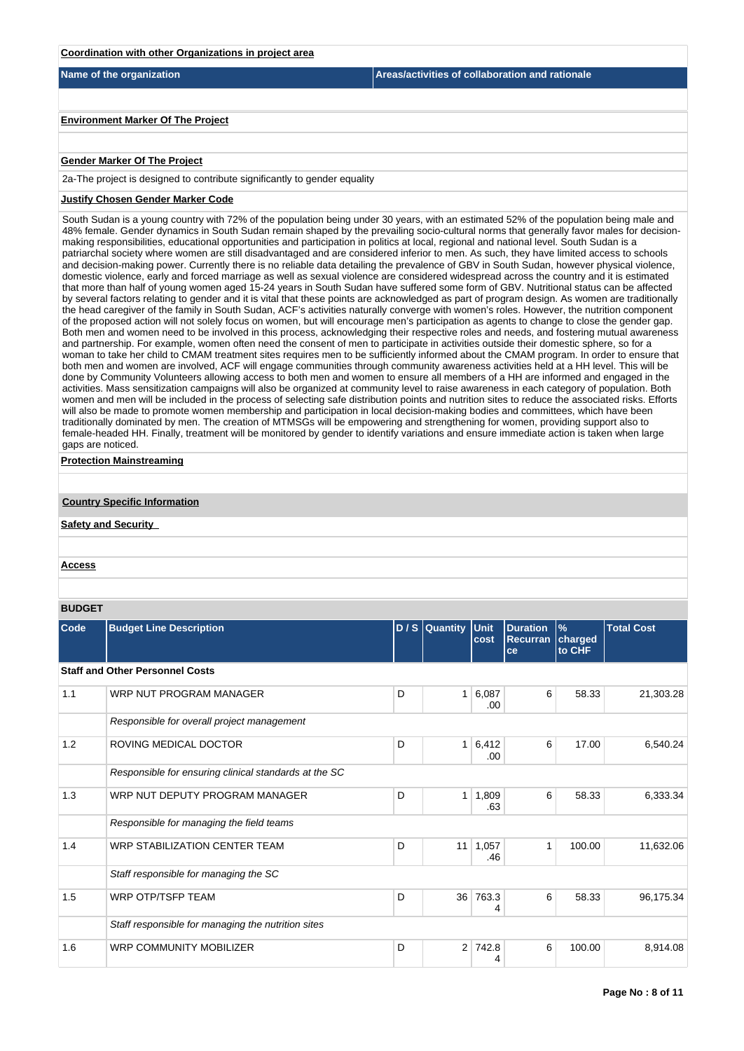**Coordination with other Organizations in project area**

| Name of the organization | Areas/activities of collaboration and rationale |
|---|---|
| | |

**Environment Marker Of The Project**

**Gender Marker Of The Project**

2a-The project is designed to contribute significantly to gender equality

**Justify Chosen Gender Marker Code**

South Sudan is a young country with 72% of the population being under 30 years, with an estimated 52% of the population being male and 48% female. Gender dynamics in South Sudan remain shaped by the prevailing socio-cultural norms that generally favor males for decision-making responsibilities, educational opportunities and participation in politics at local, regional and national level. South Sudan is a patriarchal society where women are still disadvantaged and are considered inferior to men. As such, they have limited access to schools and decision-making power. Currently there is no reliable data detailing the prevalence of GBV in South Sudan, however physical violence, domestic violence, early and forced marriage as well as sexual violence are considered widespread across the country and it is estimated that more than half of young women aged 15-24 years in South Sudan have suffered some form of GBV. Nutritional status can be affected by several factors relating to gender and it is vital that these points are acknowledged as part of program design. As women are traditionally the head caregiver of the family in South Sudan, ACF's activities naturally converge with women's roles. However, the nutrition component of the proposed action will not solely focus on women, but will encourage men's participation as agents to change to close the gender gap. Both men and women need to be involved in this process, acknowledging their respective roles and needs, and fostering mutual awareness and partnership. For example, women often need the consent of men to participate in activities outside their domestic sphere, so for a woman to take her child to CMAM treatment sites requires men to be sufficiently informed about the CMAM program. In order to ensure that both men and women are involved, ACF will engage communities through community awareness activities held at a HH level. This will be done by Community Volunteers allowing access to both men and women to ensure all members of a HH are informed and engaged in the activities. Mass sensitization campaigns will also be organized at community level to raise awareness in each category of population. Both women and men will be included in the process of selecting safe distribution points and nutrition sites to reduce the associated risks. Efforts will also be made to promote women membership and participation in local decision-making bodies and committees, which have been traditionally dominated by men. The creation of MTMSGs will be empowering and strengthening for women, providing support also to female-headed HH. Finally, treatment will be monitored by gender to identify variations and ensure immediate action is taken when large gaps are noticed.

**Protection Mainstreaming**

**Country Specific Information**

**Safety and Security**

**Access**

**BUDGET**

| Code | Budget Line Description | D / S | Quantity | Unit cost | Duration Recurrance | % charged to CHF | Total Cost |
|---|---|---|---|---|---|---|---|
| **Staff and Other Personnel Costs** | | | | | | | |
| 1.1 | WRP NUT PROGRAM MANAGER | D | 1 | 6,087.00 | 6 | 58.33 | 21,303.28 |
| | *Responsible for overall project management* | | | | | | |
| 1.2 | ROVING MEDICAL DOCTOR | D | 1 | 6,412.00 | 6 | 17.00 | 6,540.24 |
| | *Responsible for ensuring clinical standards at the SC* | | | | | | |
| 1.3 | WRP NUT DEPUTY PROGRAM MANAGER | D | 1 | 1,809.63 | 6 | 58.33 | 6,333.34 |
| | *Responsible for managing the field teams* | | | | | | |
| 1.4 | WRP STABILIZATION CENTER TEAM | D | 11 | 1,057.46 | 1 | 100.00 | 11,632.06 |
| | *Staff responsible for managing the SC* | | | | | | |
| 1.5 | WRP OTP/TSFP TEAM | D | 36 | 763.34 | 6 | 58.33 | 96,175.34 |
| | *Staff responsible for managing the nutrition sites* | | | | | | |
| 1.6 | WRP COMMUNITY MOBILIZER | D | 2 | 742.84 | 6 | 100.00 | 8,914.08 |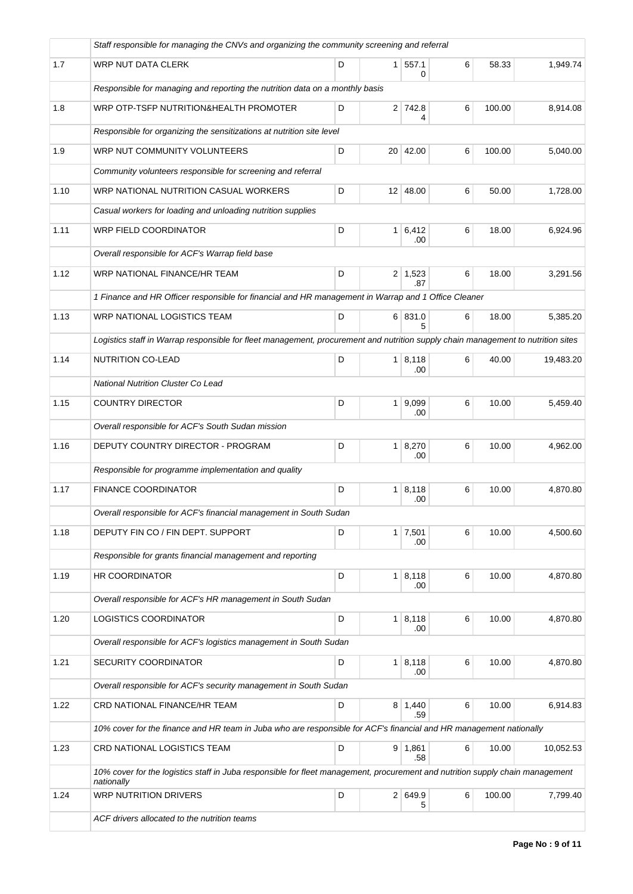| | | | | | | | |
|---|---|---|---|---|---|---|---|
| | *Staff responsible for managing the CNVs and organizing the community screening and referral* | | | | | | |
| 1.7 | WRP NUT DATA CLERK | D | 1 | 557.10 | 6 | 58.33 | 1,949.74 |
| | *Responsible for managing and reporting the nutrition data on a monthly basis* | | | | | | |
| 1.8 | WRP OTP-TSFP NUTRITION&HEALTH PROMOTER | D | 2 | 742.84 | 6 | 100.00 | 8,914.08 |
| | *Responsible for organizing the sensitizations at nutrition site level* | | | | | | |
| 1.9 | WRP NUT COMMUNITY VOLUNTEERS | D | 20 | 42.00 | 6 | 100.00 | 5,040.00 |
| | *Community volunteers responsible for screening and referral* | | | | | | |
| 1.10 | WRP NATIONAL NUTRITION CASUAL WORKERS | D | 12 | 48.00 | 6 | 50.00 | 1,728.00 |
| | *Casual workers for loading and unloading nutrition supplies* | | | | | | |
| 1.11 | WRP FIELD COORDINATOR | D | 1 | 6,412.00 | 6 | 18.00 | 6,924.96 |
| | *Overall responsible for ACF's Warrap field base* | | | | | | |
| 1.12 | WRP NATIONAL FINANCE/HR TEAM | D | 2 | 1,523.87 | 6 | 18.00 | 3,291.56 |
| | *1 Finance and HR Officer responsible for financial and HR management in Warrap and 1 Office Cleaner* | | | | | | |
| 1.13 | WRP NATIONAL LOGISTICS TEAM | D | 6 | 831.05 | 6 | 18.00 | 5,385.20 |
| | *Logistics staff in Warrap responsible for fleet management, procurement and nutrition supply chain management to nutrition sites* | | | | | | |
| 1.14 | NUTRITION CO-LEAD | D | 1 | 8,118.00 | 6 | 40.00 | 19,483.20 |
| | *National Nutrition Cluster Co Lead* | | | | | | |
| 1.15 | COUNTRY DIRECTOR | D | 1 | 9,099.00 | 6 | 10.00 | 5,459.40 |
| | *Overall responsible for ACF's South Sudan mission* | | | | | | |
| 1.16 | DEPUTY COUNTRY DIRECTOR - PROGRAM | D | 1 | 8,270.00 | 6 | 10.00 | 4,962.00 |
| | *Responsible for programme implementation and quality* | | | | | | |
| 1.17 | FINANCE COORDINATOR | D | 1 | 8,118.00 | 6 | 10.00 | 4,870.80 |
| | *Overall responsible for ACF's financial management in South Sudan* | | | | | | |
| 1.18 | DEPUTY FIN CO / FIN DEPT. SUPPORT | D | 1 | 7,501.00 | 6 | 10.00 | 4,500.60 |
| | *Responsible for grants financial management and reporting* | | | | | | |
| 1.19 | HR COORDINATOR | D | 1 | 8,118.00 | 6 | 10.00 | 4,870.80 |
| | *Overall responsible for ACF's HR management in South Sudan* | | | | | | |
| 1.20 | LOGISTICS COORDINATOR | D | 1 | 8,118.00 | 6 | 10.00 | 4,870.80 |
| | *Overall responsible for ACF's logistics management in South Sudan* | | | | | | |
| 1.21 | SECURITY COORDINATOR | D | 1 | 8,118.00 | 6 | 10.00 | 4,870.80 |
| | *Overall responsible for ACF's security management in South Sudan* | | | | | | |
| 1.22 | CRD NATIONAL FINANCE/HR TEAM | D | 8 | 1,440.59 | 6 | 10.00 | 6,914.83 |
| | *10% cover for the finance and HR team in Juba who are responsible for ACF's financial and HR management nationally* | | | | | | |
| 1.23 | CRD NATIONAL LOGISTICS TEAM | D | 9 | 1,861.58 | 6 | 10.00 | 10,052.53 |
| | *10% cover for the logistics staff in Juba responsible for fleet management, procurement and nutrition supply chain management nationally* | | | | | | |
| 1.24 | WRP NUTRITION DRIVERS | D | 2 | 649.95 | 6 | 100.00 | 7,799.40 |
| | *ACF drivers allocated to the nutrition teams* | | | | | | |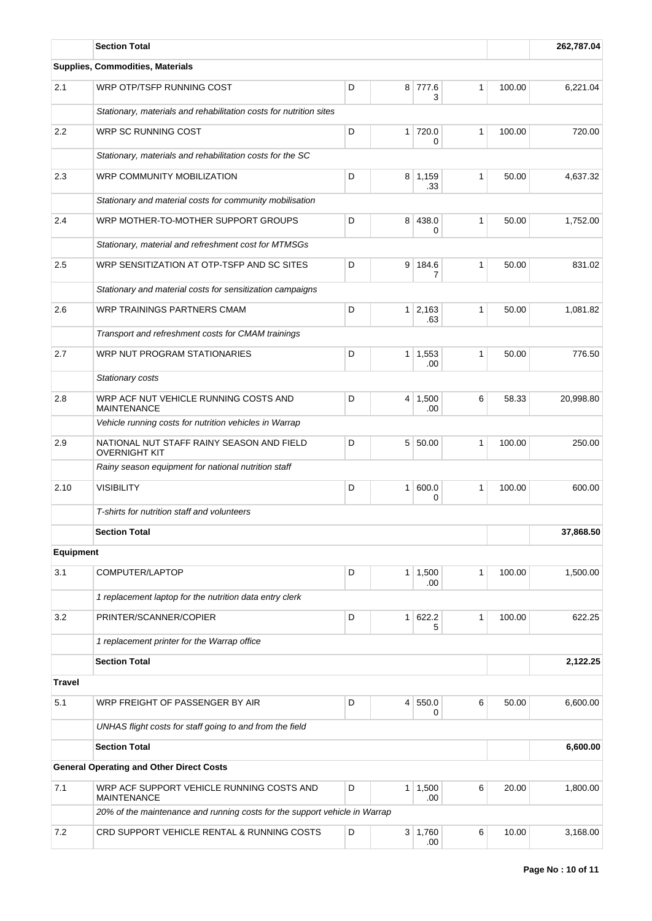| | Section Total | | | | | | 262,787.04 |
|---|---|---|---|---|---|---|---|
| **Supplies, Commodities, Materials** | | | | | | | |
| 2.1 | WRP OTP/TSFP RUNNING COST | D | 8 | 777.63 | 1 | 100.00 | 6,221.04 |
| | *Stationary, materials and rehabilitation costs for nutrition sites* | | | | | | |
| 2.2 | WRP SC RUNNING COST | D | 1 | 720.00 | 1 | 100.00 | 720.00 |
| | *Stationary, materials and rehabilitation costs for the SC* | | | | | | |
| 2.3 | WRP COMMUNITY MOBILIZATION | D | 8 | 1,159.33 | 1 | 50.00 | 4,637.32 |
| | *Stationary and material costs for community mobilisation* | | | | | | |
| 2.4 | WRP MOTHER-TO-MOTHER SUPPORT GROUPS | D | 8 | 438.00 | 1 | 50.00 | 1,752.00 |
| | *Stationary, material and refreshment cost for MTMSGs* | | | | | | |
| 2.5 | WRP SENSITIZATION AT OTP-TSFP AND SC SITES | D | 9 | 184.67 | 1 | 50.00 | 831.02 |
| | *Stationary and material costs for sensitization campaigns* | | | | | | |
| 2.6 | WRP TRAININGS PARTNERS CMAM | D | 1 | 2,163.63 | 1 | 50.00 | 1,081.82 |
| | *Transport and refreshment costs for CMAM trainings* | | | | | | |
| 2.7 | WRP NUT PROGRAM STATIONARIES | D | 1 | 1,553.00 | 1 | 50.00 | 776.50 |
| | *Stationary costs* | | | | | | |
| 2.8 | WRP ACF NUT VEHICLE RUNNING COSTS AND MAINTENANCE | D | 4 | 1,500.00 | 6 | 58.33 | 20,998.80 |
| | *Vehicle running costs for nutrition vehicles in Warrap* | | | | | | |
| 2.9 | NATIONAL NUT STAFF RAINY SEASON AND FIELD OVERNIGHT KIT | D | 5 | 50.00 | 1 | 100.00 | 250.00 |
| | *Rainy season equipment for national nutrition staff* | | | | | | |
| 2.10 | VISIBILITY | D | 1 | 600.00 | 1 | 100.00 | 600.00 |
| | *T-shirts for nutrition staff and volunteers* | | | | | | |
| | **Section Total** | | | | | | **37,868.50** |
| **Equipment** | | | | | | | |
| 3.1 | COMPUTER/LAPTOP | D | 1 | 1,500.00 | 1 | 100.00 | 1,500.00 |
| | *1 replacement laptop for the nutrition data entry clerk* | | | | | | |
| 3.2 | PRINTER/SCANNER/COPIER | D | 1 | 622.25 | 1 | 100.00 | 622.25 |
| | *1 replacement printer for the Warrap office* | | | | | | |
| | **Section Total** | | | | | | **2,122.25** |
| **Travel** | | | | | | | |
| 5.1 | WRP FREIGHT OF PASSENGER BY AIR | D | 4 | 550.00 | 6 | 50.00 | 6,600.00 |
| | *UNHAS flight costs for staff going to and from the field* | | | | | | |
| | **Section Total** | | | | | | **6,600.00** |
| **General Operating and Other Direct Costs** | | | | | | | |
| 7.1 | WRP ACF SUPPORT VEHICLE RUNNING COSTS AND MAINTENANCE | D | 1 | 1,500.00 | 6 | 20.00 | 1,800.00 |
| | *20% of the maintenance and running costs for the support vehicle in Warrap* | | | | | | |
| 7.2 | CRD SUPPORT VEHICLE RENTAL & RUNNING COSTS | D | 3 | 1,760.00 | 6 | 10.00 | 3,168.00 |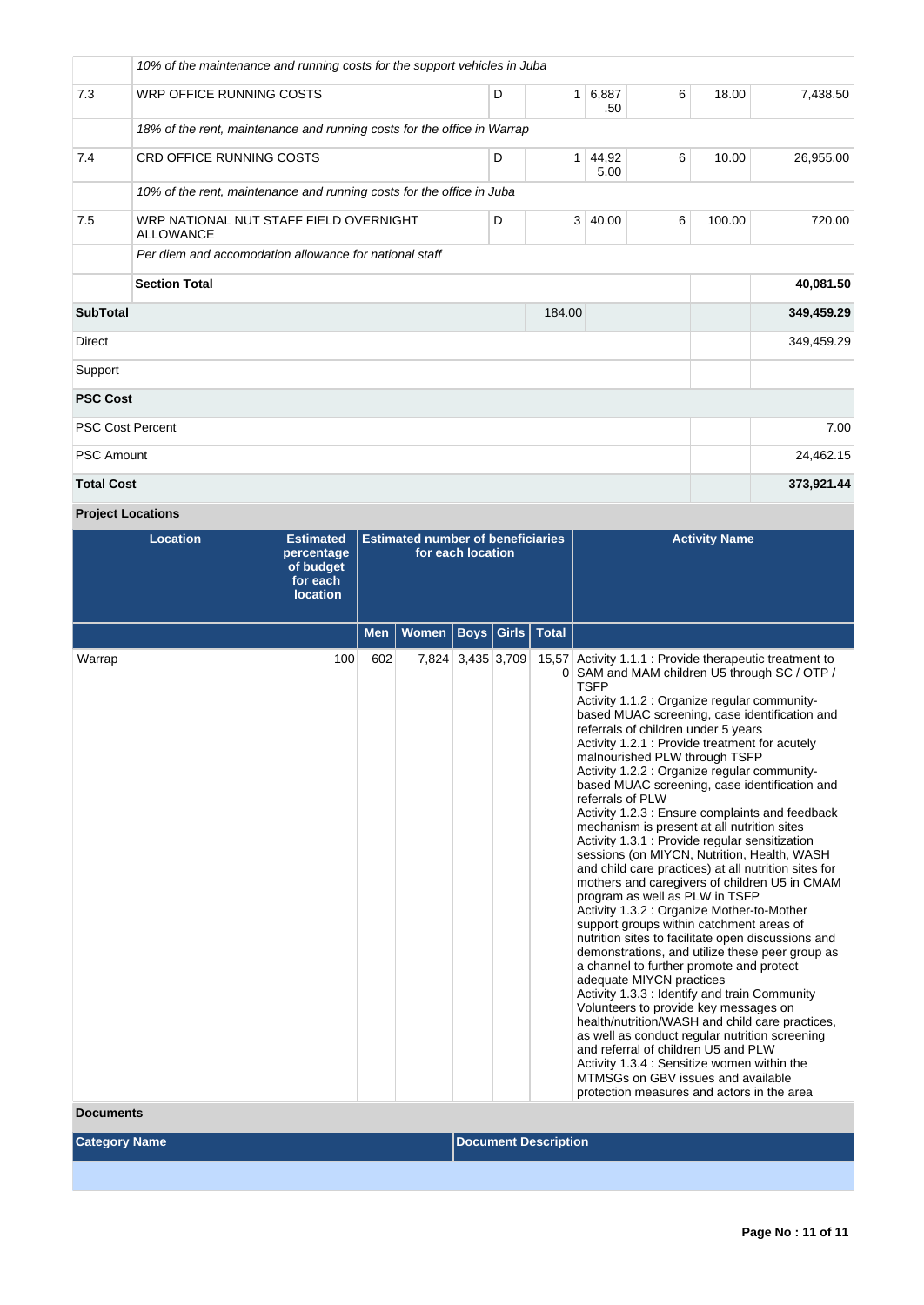| | | | | | | | |
|---|---|---|---|---|---|---|---|
| | *10% of the maintenance and running costs for the support vehicles in Juba* | | | | | | |
| 7.3 | WRP OFFICE RUNNING COSTS | D | 1 | 6,887.50 | 6 | 18.00 | 7,438.50 |
| | *18% of the rent, maintenance and running costs for the office in Warrap* | | | | | | |
| 7.4 | CRD OFFICE RUNNING COSTS | D | 1 | 44,925.00 | 6 | 10.00 | 26,955.00 |
| | *10% of the rent, maintenance and running costs for the office in Juba* | | | | | | |
| 7.5 | WRP NATIONAL NUT STAFF FIELD OVERNIGHT ALLOWANCE | D | 3 | 40.00 | 6 | 100.00 | 720.00 |
| | *Per diem and accomodation allowance for national staff* | | | | | | |
| | **Section Total** | | | | | | **40,081.50** |
| **SubTotal** | | | 184.00 | | | | **349,459.29** |
| Direct | | | | | | | 349,459.29 |
| Support | | | | | | | |
| **PSC Cost** | | | | | | | |
| PSC Cost Percent | | | | | | | 7.00 |
| PSC Amount | | | | | | | 24,462.15 |
| **Total Cost** | | | | | | | **373,921.44** |

**Project Locations**

| Location | Estimated percentage of budget for each location | Estimated number of beneficiaries for each location | | | | | Activity Name |
|---|---|---|---|---|---|---|---|
| | | Men | Women | Boys | Girls | Total | |
| Warrap | 100 | 602 | 7,824 | 3,435 | 3,709 | 15,570 | Activity 1.1.1 : Provide therapeutic treatment to SAM and MAM children U5 through SC / OTP / TSFP<br>Activity 1.1.2 : Organize regular community-based MUAC screening, case identification and referrals of children under 5 years<br>Activity 1.2.1 : Provide treatment for acutely malnourished PLW through TSFP<br>Activity 1.2.2 : Organize regular community-based MUAC screening, case identification and referrals of PLW<br>Activity 1.2.3 : Ensure complaints and feedback mechanism is present at all nutrition sites<br>Activity 1.3.1 : Provide regular sensitization sessions (on MIYCN, Nutrition, Health, WASH and child care practices) at all nutrition sites for mothers and caregivers of children U5 in CMAM program as well as PLW in TSFP<br>Activity 1.3.2 : Organize Mother-to-Mother support groups within catchment areas of nutrition sites to facilitate open discussions and demonstrations, and utilize these peer group as a channel to further promote and protect adequate MIYCN practices<br>Activity 1.3.3 : Identify and train Community Volunteers to provide key messages on health/nutrition/WASH and child care practices, as well as conduct regular nutrition screening and referral of children U5 and PLW<br>Activity 1.3.4 : Sensitize women within the MTMSGs on GBV issues and available protection measures and actors in the area |

**Documents**

| Category Name | Document Description |
|---|---|
| | |